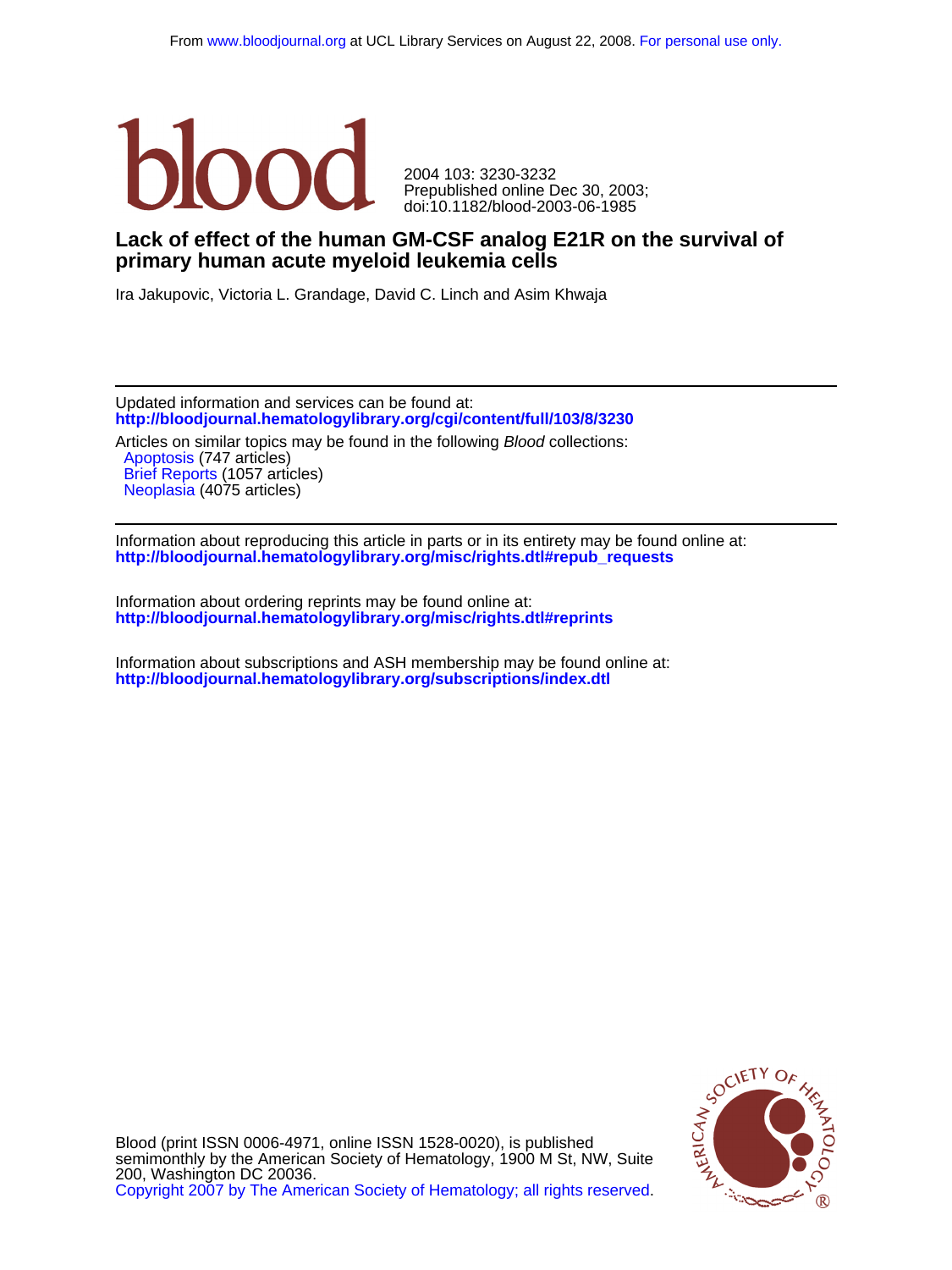From www.bloodjournal.org at UCL Library Services on August 22, 2008. For personal use only.

blood

2004 103: 3230-3232
Prepublished online Dec 30, 2003;
doi:10.1182/blood-2003-06-1985

# Lack of effect of the human GM-CSF analog E21R on the survival of primary human acute myeloid leukemia cells

Ira Jakupovic, Victoria L. Grandage, David C. Linch and Asim Khwaja

---

Updated information and services can be found at:
**http://bloodjournal.hematologylibrary.org/cgi/content/full/103/8/3230**

Articles on similar topics may be found in the following *Blood* collections:
- Apoptosis (747 articles)
- Brief Reports (1057 articles)
- Neoplasia (4075 articles)

---

Information about reproducing this article in parts or in its entirety may be found online at:
**http://bloodjournal.hematologylibrary.org/misc/rights.dtl#repub_requests**

Information about ordering reprints may be found online at:
**http://bloodjournal.hematologylibrary.org/misc/rights.dtl#reprints**

Information about subscriptions and ASH membership may be found online at:
**http://bloodjournal.hematologylibrary.org/subscriptions/index.dtl**

Blood (print ISSN 0006-4971, online ISSN 1528-0020), is published semimonthly by the American Society of Hematology, 1900 M St, NW, Suite 200, Washington DC 20036.
Copyright 2007 by The American Society of Hematology; all rights reserved.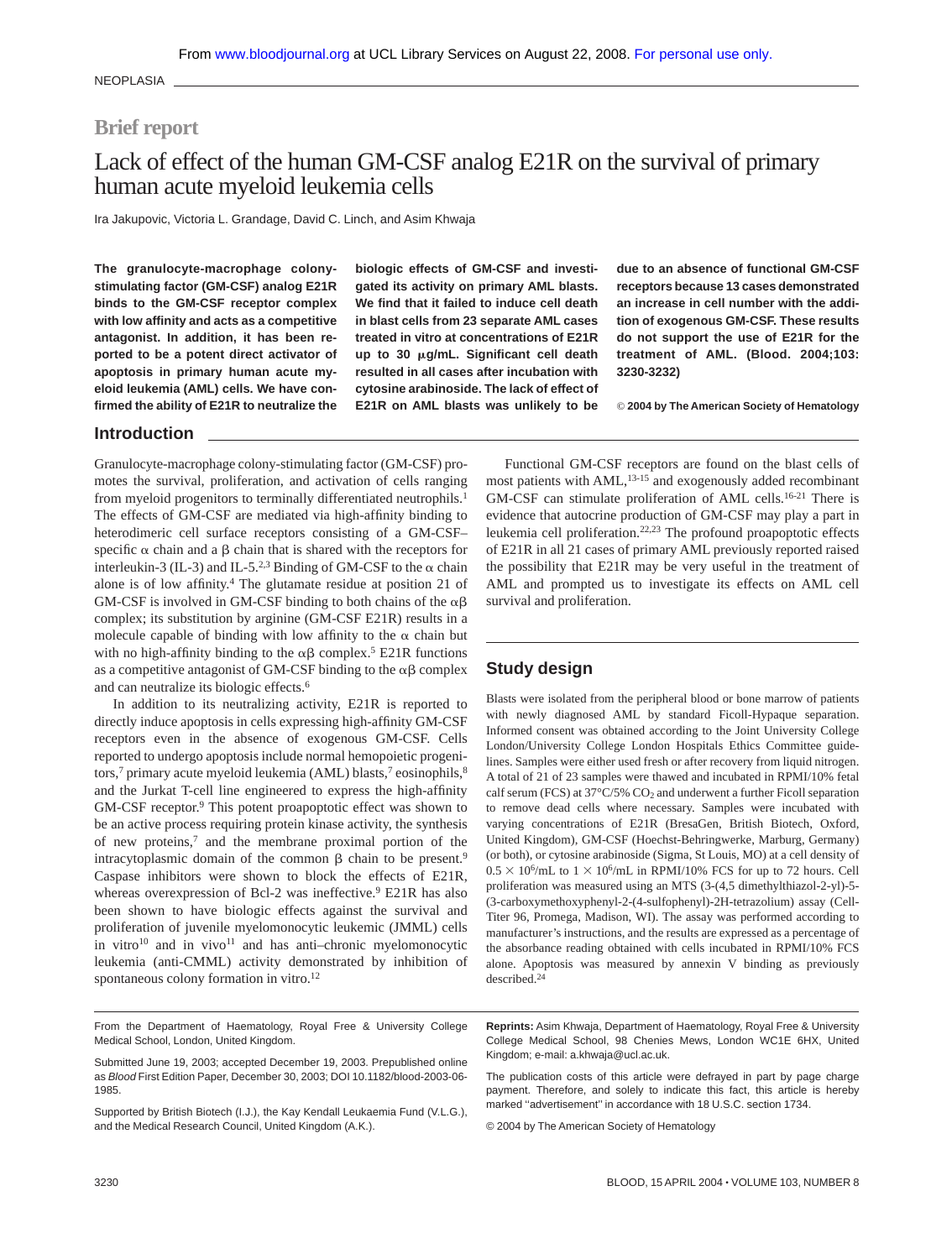NEOPLASIA

# Brief report

# Lack of effect of the human GM-CSF analog E21R on the survival of primary human acute myeloid leukemia cells

Ira Jakupovic, Victoria L. Grandage, David C. Linch, and Asim Khwaja

**The granulocyte-macrophage colony-stimulating factor (GM-CSF) analog E21R binds to the GM-CSF receptor complex with low affinity and acts as a competitive antagonist. In addition, it has been reported to be a potent direct activator of apoptosis in primary human acute myeloid leukemia (AML) cells. We have confirmed the ability of E21R to neutralize the biologic effects of GM-CSF and investigated its activity on primary AML blasts. We find that it failed to induce cell death in blast cells from 23 separate AML cases treated in vitro at concentrations of E21R up to 30 μg/mL. Significant cell death resulted in all cases after incubation with cytosine arabinoside. The lack of effect of E21R on AML blasts was unlikely to be due to an absence of functional GM-CSF receptors because 13 cases demonstrated an increase in cell number with the addition of exogenous GM-CSF. These results do not support the use of E21R for the treatment of AML. (Blood. 2004;103:3230-3232)**

**© 2004 by The American Society of Hematology**

## Introduction

Granulocyte-macrophage colony-stimulating factor (GM-CSF) promotes the survival, proliferation, and activation of cells ranging from myeloid progenitors to terminally differentiated neutrophils.[1] The effects of GM-CSF are mediated via high-affinity binding to heterodimeric cell surface receptors consisting of a GM-CSF–specific α chain and a β chain that is shared with the receptors for interleukin-3 (IL-3) and IL-5.[2,3] Binding of GM-CSF to the α chain alone is of low affinity.[4] The glutamate residue at position 21 of GM-CSF is involved in GM-CSF binding to both chains of the αβ complex; its substitution by arginine (GM-CSF E21R) results in a molecule capable of binding with low affinity to the α chain but with no high-affinity binding to the αβ complex.[5] E21R functions as a competitive antagonist of GM-CSF binding to the αβ complex and can neutralize its biologic effects.[6]

In addition to its neutralizing activity, E21R is reported to directly induce apoptosis in cells expressing high-affinity GM-CSF receptors even in the absence of exogenous GM-CSF. Cells reported to undergo apoptosis include normal hemopoietic progenitors,[7] primary acute myeloid leukemia (AML) blasts,[7] eosinophils,[8] and the Jurkat T-cell line engineered to express the high-affinity GM-CSF receptor.[9] This potent proapoptotic effect was shown to be an active process requiring protein kinase activity, the synthesis of new proteins,[7] and the membrane proximal portion of the intracytoplasmic domain of the common β chain to be present.[9] Caspase inhibitors were shown to block the effects of E21R, whereas overexpression of Bcl-2 was ineffective.[9] E21R has also been shown to have biologic effects against the survival and proliferation of juvenile myelomonocytic leukemic (JMML) cells in vitro[10] and in vivo[11] and has anti–chronic myelomonocytic leukemia (anti-CMML) activity demonstrated by inhibition of spontaneous colony formation in vitro.[12]

Functional GM-CSF receptors are found on the blast cells of most patients with AML,[13-15] and exogenously added recombinant GM-CSF can stimulate proliferation of AML cells.[16-21] There is evidence that autocrine production of GM-CSF may play a part in leukemia cell proliferation.[22,23] The profound proapoptotic effects of E21R in all 21 cases of primary AML previously reported raised the possibility that E21R may be very useful in the treatment of AML and prompted us to investigate its effects on AML cell survival and proliferation.

## Study design

Blasts were isolated from the peripheral blood or bone marrow of patients with newly diagnosed AML by standard Ficoll-Hypaque separation. Informed consent was obtained according to the Joint University College London/University College London Hospitals Ethics Committee guidelines. Samples were either used fresh or after recovery from liquid nitrogen. A total of 21 of 23 samples were thawed and incubated in RPMI/10% fetal calf serum (FCS) at 37°C/5% $CO_2$ and underwent a further Ficoll separation to remove dead cells where necessary. Samples were incubated with varying concentrations of E21R (BresaGen, British Biotech, Oxford, United Kingdom), GM-CSF (Hoechst-Behringwerke, Marburg, Germany) (or both), or cytosine arabinoside (Sigma, St Louis, MO) at a cell density of $0.5 \times 10^6$/mL to $1 \times 10^6$/mL in RPMI/10% FCS for up to 72 hours. Cell proliferation was measured using an MTS (3-(4,5 dimethylthiazol-2-yl)-5-(3-carboxymethoxyphenyl-2-(4-sulfophenyl)-2H-tetrazolium) assay (CellTiter 96, Promega, Madison, WI). The assay was performed according to manufacturer's instructions, and the results are expressed as a percentage of the absorbance reading obtained with cells incubated in RPMI/10% FCS alone. Apoptosis was measured by annexin V binding as previously described.[24]

From the Department of Haematology, Royal Free & University College Medical School, London, United Kingdom.

Submitted June 19, 2003; accepted December 19, 2003. Prepublished online as *Blood* First Edition Paper, December 30, 2003; DOI 10.1182/blood-2003-06-1985.

Supported by British Biotech (I.J.), the Kay Kendall Leukaemia Fund (V.L.G.), and the Medical Research Council, United Kingdom (A.K.).

**Reprints:** Asim Khwaja, Department of Haematology, Royal Free & University College Medical School, 98 Chenies Mews, London WC1E 6HX, United Kingdom; e-mail: a.khwaja@ucl.ac.uk.

The publication costs of this article were defrayed in part by page charge payment. Therefore, and solely to indicate this fact, this article is hereby marked "advertisement" in accordance with 18 U.S.C. section 1734.

© 2004 by The American Society of Hematology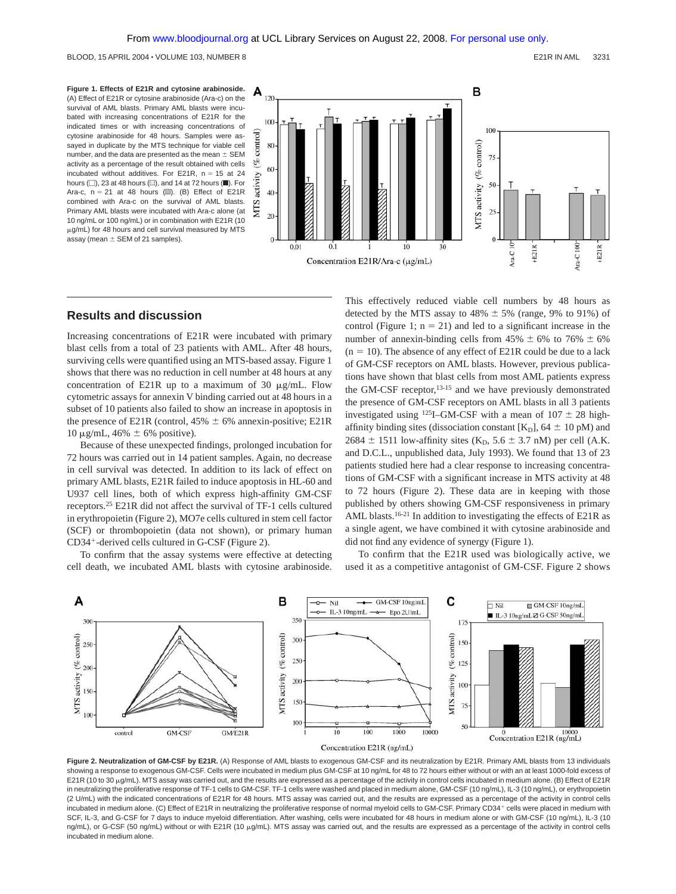**Figure 1. Effects of E21R and cytosine arabinoside.** (A) Effect of E21R or cytosine arabinoside (Ara-c) on the survival of AML blasts. Primary AML blasts were incubated with increasing concentrations of E21R for the indicated times or with increasing concentrations of cytosine arabinoside for 48 hours. Samples were assayed in duplicate by the MTS technique for viable cell number, and the data are presented as the mean ± SEM activity as a percentage of the result obtained with cells incubated without additives. For E21R, n = 15 at 24 hours (□), 23 at 48 hours (▨), and 14 at 72 hours (■). For Ara-c, n = 21 at 48 hours (▨). (B) Effect of E21R combined with Ara-c on the survival of AML blasts. Primary AML blasts were incubated with Ara-c alone (at 10 ng/mL or 100 ng/mL) or in combination with E21R (10 μg/mL) for 48 hours and cell survival measured by MTS assay (mean ± SEM of 21 samples).

## Results and discussion

Increasing concentrations of E21R were incubated with primary blast cells from a total of 23 patients with AML. After 48 hours, surviving cells were quantified using an MTS-based assay. Figure 1 shows that there was no reduction in cell number at 48 hours at any concentration of E21R up to a maximum of 30 μg/mL. Flow cytometric assays for annexin V binding carried out at 48 hours in a subset of 10 patients also failed to show an increase in apoptosis in the presence of E21R (control, 45% ± 6% annexin-positive; E21R 10 μg/mL, 46% ± 6% positive).

Because of these unexpected findings, prolonged incubation for 72 hours was carried out in 14 patient samples. Again, no decrease in cell survival was detected. In addition to its lack of effect on primary AML blasts, E21R failed to induce apoptosis in HL-60 and U937 cell lines, both of which express high-affinity GM-CSF receptors.[25] E21R did not affect the survival of TF-1 cells cultured in erythropoietin (Figure 2), MO7e cells cultured in stem cell factor (SCF) or thrombopoietin (data not shown), or primary human $CD34^+$-derived cells cultured in G-CSF (Figure 2).

To confirm that the assay systems were effective at detecting cell death, we incubated AML blasts with cytosine arabinoside. This effectively reduced viable cell numbers by 48 hours as detected by the MTS assay to 48% ± 5% (range, 9% to 91%) of control (Figure 1; n = 21) and led to a significant increase in the number of annexin-binding cells from 45% ± 6% to 76% ± 6% (n = 10). The absence of any effect of E21R could be due to a lack of GM-CSF receptors on AML blasts. However, previous publications have shown that blast cells from most AML patients express the GM-CSF receptor,[13-15] and we have previously demonstrated the presence of GM-CSF receptors on AML blasts in all 3 patients investigated using $^{125}$I–GM-CSF with a mean of 107 ± 28 high-affinity binding sites (dissociation constant [$K_D$], 64 ± 10 pM) and 2684 ± 1511 low-affinity sites ($K_D$, 5.6 ± 3.7 nM) per cell (A.K. and D.C.L., unpublished data, July 1993). We found that 13 of 23 patients studied here had a clear response to increasing concentrations of GM-CSF with a significant increase in MTS activity at 48 to 72 hours (Figure 2). These data are in keeping with those published by others showing GM-CSF responsiveness in primary AML blasts.[16-21] In addition to investigating the effects of E21R as a single agent, we have combined it with cytosine arabinoside and did not find any evidence of synergy (Figure 1).

To confirm that the E21R used was biologically active, we used it as a competitive antagonist of GM-CSF. Figure 2 shows

**Figure 2. Neutralization of GM-CSF by E21R.** (A) Response of AML blasts to exogenous GM-CSF and its neutralization by E21R. Primary AML blasts from 13 individuals showing a response to exogenous GM-CSF. Cells were incubated in medium plus GM-CSF at 10 ng/mL for 48 to 72 hours either without or with an at least 1000-fold excess of E21R (10 to 30 μg/mL). MTS assay was carried out, and the results are expressed as a percentage of the activity in control cells incubated in medium alone. (B) Effect of E21R in neutralizing the proliferative response of TF-1 cells to GM-CSF. TF-1 cells were washed and placed in medium alone, GM-CSF (10 ng/mL), IL-3 (10 ng/mL), or erythropoietin (2 U/mL) with the indicated concentrations of E21R for 48 hours. MTS assay was carried out, and the results are expressed as a percentage of the activity in control cells incubated in medium alone. (C) Effect of E21R in neutralizing the proliferative response of normal myeloid cells to GM-CSF. Primary $CD34^+$ cells were placed in medium with SCF, IL-3, and G-CSF for 7 days to induce myeloid differentiation. After washing, cells were incubated for 48 hours in medium alone or with GM-CSF (10 ng/mL), IL-3 (10 ng/mL), or G-CSF (50 ng/mL) without or with E21R (10 μg/mL). MTS assay was carried out, and the results are expressed as a percentage of the activity in control cells incubated in medium alone.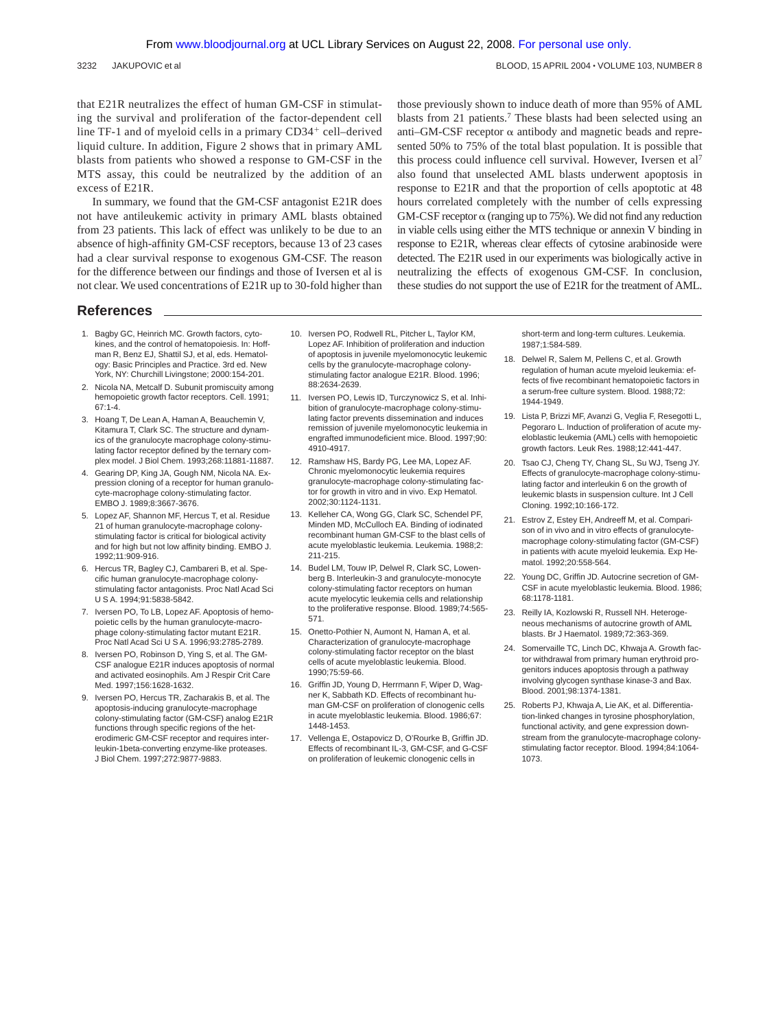that E21R neutralizes the effect of human GM-CSF in stimulating the survival and proliferation of the factor-dependent cell line TF-1 and of myeloid cells in a primary CD34$^+$ cell–derived liquid culture. In addition, Figure 2 shows that in primary AML blasts from patients who showed a response to GM-CSF in the MTS assay, this could be neutralized by the addition of an excess of E21R.

In summary, we found that the GM-CSF antagonist E21R does not have antileukemic activity in primary AML blasts obtained from 23 patients. This lack of effect was unlikely to be due to an absence of high-affinity GM-CSF receptors, because 13 of 23 cases had a clear survival response to exogenous GM-CSF. The reason for the difference between our findings and those of Iversen et al is not clear. We used concentrations of E21R up to 30-fold higher than those previously shown to induce death of more than 95% of AML blasts from 21 patients.[7] These blasts had been selected using an anti–GM-CSF receptor α antibody and magnetic beads and represented 50% to 75% of the total blast population. It is possible that this process could influence cell survival. However, Iversen et al[7] also found that unselected AML blasts underwent apoptosis in response to E21R and that the proportion of cells apoptotic at 48 hours correlated completely with the number of cells expressing GM-CSF receptor α (ranging up to 75%). We did not find any reduction in viable cells using either the MTS technique or annexin V binding in response to E21R, whereas clear effects of cytosine arabinoside were detected. The E21R used in our experiments was biologically active in neutralizing the effects of exogenous GM-CSF. In conclusion, these studies do not support the use of E21R for the treatment of AML.

## References

1. Bagby GC, Heinrich MC. Growth factors, cytokines, and the control of hematopoiesis. In: Hoffman R, Benz EJ, Shattil SJ, et al, eds. Hematology: Basic Principles and Practice. 3rd ed. New York, NY: Churchill Livingstone; 2000:154-201.
2. Nicola NA, Metcalf D. Subunit promiscuity among hemopoietic growth factor receptors. Cell. 1991; 67:1-4.
3. Hoang T, De Lean A, Haman A, Beauchemin V, Kitamura T, Clark SC. The structure and dynamics of the granulocyte macrophage colony-stimulating factor receptor defined by the ternary complex model. J Biol Chem. 1993;268:11881-11887.
4. Gearing DP, King JA, Gough NM, Nicola NA. Expression cloning of a receptor for human granulocyte-macrophage colony-stimulating factor. EMBO J. 1989;8:3667-3676.
5. Lopez AF, Shannon MF, Hercus T, et al. Residue 21 of human granulocyte-macrophage colony-stimulating factor is critical for biological activity and for high but not low affinity binding. EMBO J. 1992;11:909-916.
6. Hercus TR, Bagley CJ, Cambareri B, et al. Specific human granulocyte-macrophage colony-stimulating factor antagonists. Proc Natl Acad Sci U S A. 1994;91:5838-5842.
7. Iversen PO, To LB, Lopez AF. Apoptosis of hemopoietic cells by the human granulocyte-macrophage colony-stimulating factor mutant E21R. Proc Natl Acad Sci U S A. 1996;93:2785-2789.
8. Iversen PO, Robinson D, Ying S, et al. The GM-CSF analogue E21R induces apoptosis of normal and activated eosinophils. Am J Respir Crit Care Med. 1997;156:1628-1632.
9. Iversen PO, Hercus TR, Zacharakis B, et al. The apoptosis-inducing granulocyte-macrophage colony-stimulating factor (GM-CSF) analog E21R functions through specific regions of the heterodimeric GM-CSF receptor and requires interleukin-1beta-converting enzyme-like proteases. J Biol Chem. 1997;272:9877-9883.
10. Iversen PO, Rodwell RL, Pitcher L, Taylor KM, Lopez AF. Inhibition of proliferation and induction of apoptosis in juvenile myelomonocytic leukemic cells by the granulocyte-macrophage colony-stimulating factor analogue E21R. Blood. 1996; 88:2634-2639.
11. Iversen PO, Lewis ID, Turczynowicz S, et al. Inhibition of granulocyte-macrophage colony-stimulating factor prevents dissemination and induces remission of juvenile myelomonocytic leukemia in engrafted immunodeficient mice. Blood. 1997;90: 4910-4917.
12. Ramshaw HS, Bardy PG, Lee MA, Lopez AF. Chronic myelomonocytic leukemia requires granulocyte-macrophage colony-stimulating factor for growth in vitro and in vivo. Exp Hematol. 2002;30:1124-1131.
13. Kelleher CA, Wong GG, Clark SC, Schendel PF, Minden MD, McCulloch EA. Binding of iodinated recombinant human GM-CSF to the blast cells of acute myeloblastic leukemia. Leukemia. 1988;2: 211-215.
14. Budel LM, Touw IP, Delwel R, Clark SC, Lowenberg B. Interleukin-3 and granulocyte-monocyte colony-stimulating factor receptors on human acute myelocytic leukemia cells and relationship to the proliferative response. Blood. 1989;74:565-571.
15. Onetto-Pothier N, Aumont N, Haman A, et al. Characterization of granulocyte-macrophage colony-stimulating factor receptor on the blast cells of acute myeloblastic leukemia. Blood. 1990;75:59-66.
16. Griffin JD, Young D, Herrmann F, Wiper D, Wagner K, Sabbath KD. Effects of recombinant human GM-CSF on proliferation of clonogenic cells in acute myeloblastic leukemia. Blood. 1986;67: 1448-1453.
17. Vellenga E, Ostapovicz D, O'Rourke B, Griffin JD. Effects of recombinant IL-3, GM-CSF, and G-CSF on proliferation of leukemic clonogenic cells in short-term and long-term cultures. Leukemia. 1987;1:584-589.
18. Delwel R, Salem M, Pellens C, et al. Growth regulation of human acute myeloid leukemia: effects of five recombinant hematopoietic factors in a serum-free culture system. Blood. 1988;72: 1944-1949.
19. Lista P, Brizzi MF, Avanzi G, Veglia F, Resegotti L, Pegoraro L. Induction of proliferation of acute myeloblastic leukemia (AML) cells with hemopoietic growth factors. Leuk Res. 1988;12:441-447.
20. Tsao CJ, Cheng TY, Chang SL, Su WJ, Tseng JY. Effects of granulocyte-macrophage colony-stimulating factor and interleukin 6 on the growth of leukemic blasts in suspension culture. Int J Cell Cloning. 1992;10:166-172.
21. Estrov Z, Estey EH, Andreeff M, et al. Comparison of in vivo and in vitro effects of granulocyte-macrophage colony-stimulating factor (GM-CSF) in patients with acute myeloid leukemia. Exp Hematol. 1992;20:558-564.
22. Young DC, Griffin JD. Autocrine secretion of GM-CSF in acute myeloblastic leukemia. Blood. 1986; 68:1178-1181.
23. Reilly IA, Kozlowski R, Russell NH. Heterogeneous mechanisms of autocrine growth of AML blasts. Br J Haematol. 1989;72:363-369.
24. Somervaille TC, Linch DC, Khwaja A. Growth factor withdrawal from primary human erythroid progenitors induces apoptosis through a pathway involving glycogen synthase kinase-3 and Bax. Blood. 2001;98:1374-1381.
25. Roberts PJ, Khwaja A, Lie AK, et al. Differentiation-linked changes in tyrosine phosphorylation, functional activity, and gene expression downstream from the granulocyte-macrophage colony-stimulating factor receptor. Blood. 1994;84:1064-1073.